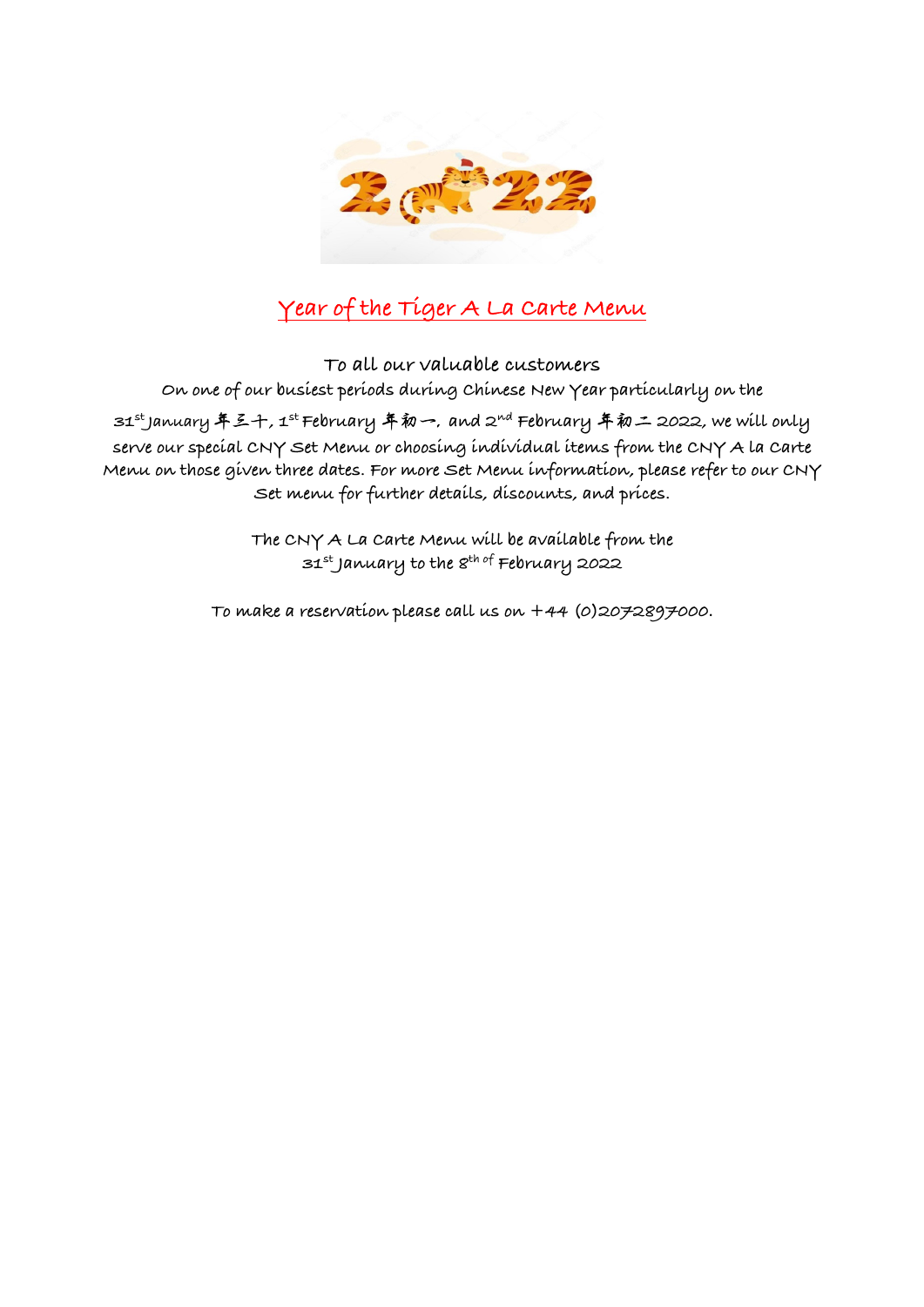# Year of the Tiger A La Carte Menu

To all our valuable customers

On one of our busiest periods during Chinese New Year particularly on the 31st January 年三十, 1st February 年初一, and 2nd February 年初二 2022, we will only serve our special CNY Set Menu or choosing individual items from the CNY A la Carte Menu on those given three dates. For more Set Menu information, please refer to our CNY Set menu for further details, discounts, and prices.

The CNY A La Carte Menu will be available from the 31st January to the 8th of February 2022

To make a reservation please call us on +44 (0)2072897000.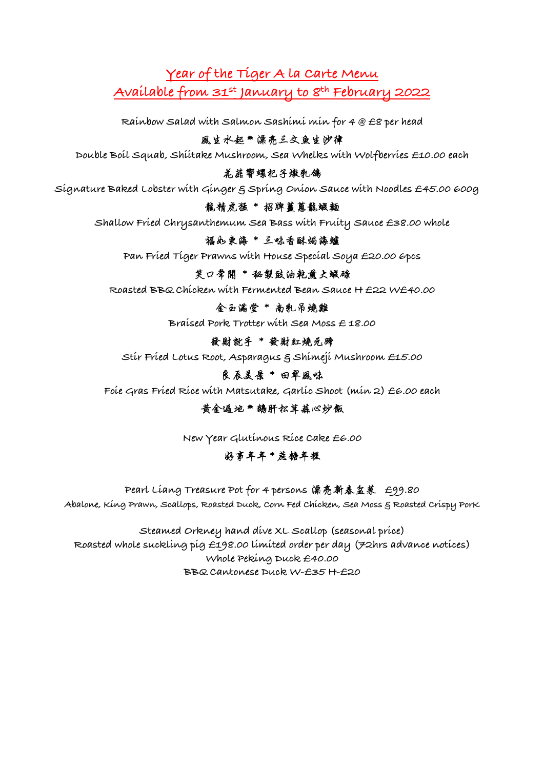# Year of the Tiger A la Carte Menu
# Available from 31st January to 8th February 2022

Rainbow Salad with Salmon Sashimi min for 4 @ £8 per head

風生水起 * 漂亮三文魚生沙律

Double Boil Squab, Shiitake Mushroom, Sea Whelks with Wolfberries £10.00 each

花菇響螺杞子燉乳鴿

Signature Baked Lobster with Ginger & Spring Onion Sauce with Noodles £45.00 600g

龍精虎猛 * 招牌薑蔥龍蝦麵

Shallow Fried Chrysanthemum Sea Bass with Fruity Sauce £38.00 whole

福如東海 * 三味香酥焗海鱸

Pan Fried Tiger Prawns with House Special Soya £20.00 6pcs

笑口常開 * 秘製豉油乾煎大蝦碌

Roasted BBQ Chicken with Fermented Bean Sauce H £22 W£40.00

金玉滿堂 * 南乳吊燒雞

Braised Pork Trotter with Sea Moss £ 18.00

發財就手 * 發財紅燒元蹄

Stir Fried Lotus Root, Asparagus & Shimeji Mushroom £15.00

良辰美景 * 田翠風味

Foie Gras Fried Rice with Matsutake, Garlic Shoot (min 2) £6.00 each

黃金遍地 * 鵝肝松茸蒜心炒飯

New Year Glutinous Rice Cake £6.00

好事年年 * 蔗糖年糕

Pearl Liang Treasure Pot for 4 persons 漂亮新春盆菜 £99.80

Abalone, King Prawn, Scallops, Roasted Duck, Corn Fed Chicken, Sea Moss & Roasted Crispy Pork

Steamed Orkney hand dive XL Scallop (seasonal price)

Roasted whole suckling pig £198.00 limited order per day (72hrs advance notices)

Whole Peking Duck £40.00

BBQ Cantonese Duck W-£35 H-£20